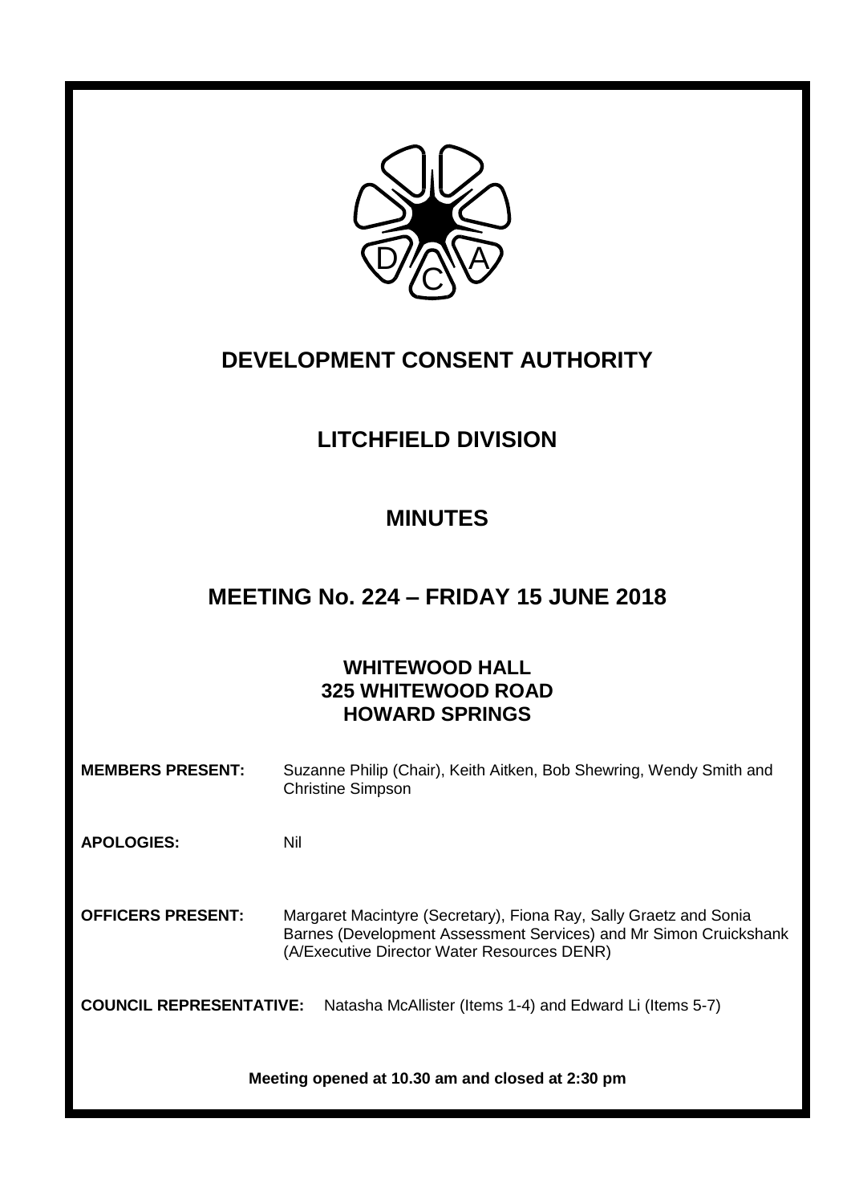# DEVELOPMENT CONSENT AUTHORITY

## LITCHFIELD DIVISION

## MINUTES

## MEETING No. 224 – FRIDAY 15 JUNE 2018

### WHITEWOOD HALL
### 325 WHITEWOOD ROAD
### HOWARD SPRINGS

**MEMBERS PRESENT:** Suzanne Philip (Chair), Keith Aitken, Bob Shewring, Wendy Smith and Christine Simpson

**APOLOGIES:** Nil

**OFFICERS PRESENT:** Margaret Macintyre (Secretary), Fiona Ray, Sally Graetz and Sonia Barnes (Development Assessment Services) and Mr Simon Cruickshank (A/Executive Director Water Resources DENR)

**COUNCIL REPRESENTATIVE:** Natasha McAllister (Items 1-4) and Edward Li (Items 5-7)

**Meeting opened at 10.30 am and closed at 2:30 pm**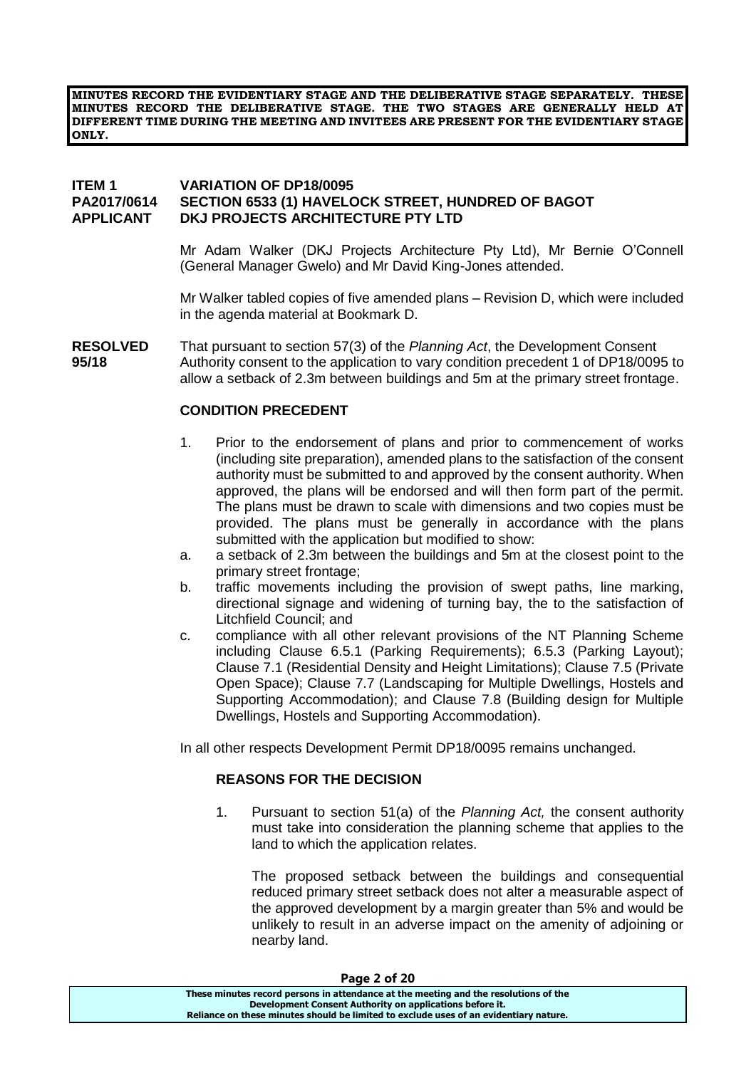**MINUTES RECORD THE EVIDENTIARY STAGE AND THE DELIBERATIVE STAGE SEPARATELY. THESE MINUTES RECORD THE DELIBERATIVE STAGE. THE TWO STAGES ARE GENERALLY HELD AT DIFFERENT TIME DURING THE MEETING AND INVITEES ARE PRESENT FOR THE EVIDENTIARY STAGE ONLY.**

**ITEM 1 VARIATION OF DP18/0095**
**PA2017/0614 SECTION 6533 (1) HAVELOCK STREET, HUNDRED OF BAGOT**
**APPLICANT DKJ PROJECTS ARCHITECTURE PTY LTD**

Mr Adam Walker (DKJ Projects Architecture Pty Ltd), Mr Bernie O'Connell (General Manager Gwelo) and Mr David King-Jones attended.

Mr Walker tabled copies of five amended plans – Revision D, which were included in the agenda material at Bookmark D.

**RESOLVED 95/18** That pursuant to section 57(3) of the *Planning Act*, the Development Consent Authority consent to the application to vary condition precedent 1 of DP18/0095 to allow a setback of 2.3m between buildings and 5m at the primary street frontage.

**CONDITION PRECEDENT**

1. Prior to the endorsement of plans and prior to commencement of works (including site preparation), amended plans to the satisfaction of the consent authority must be submitted to and approved by the consent authority. When approved, the plans will be endorsed and will then form part of the permit. The plans must be drawn to scale with dimensions and two copies must be provided. The plans must be generally in accordance with the plans submitted with the application but modified to show:

   a. a setback of 2.3m between the buildings and 5m at the closest point to the primary street frontage;

   b. traffic movements including the provision of swept paths, line marking, directional signage and widening of turning bay, the to the satisfaction of Litchfield Council; and

   c. compliance with all other relevant provisions of the NT Planning Scheme including Clause 6.5.1 (Parking Requirements); 6.5.3 (Parking Layout); Clause 7.1 (Residential Density and Height Limitations); Clause 7.5 (Private Open Space); Clause 7.7 (Landscaping for Multiple Dwellings, Hostels and Supporting Accommodation); and Clause 7.8 (Building design for Multiple Dwellings, Hostels and Supporting Accommodation).

In all other respects Development Permit DP18/0095 remains unchanged.

**REASONS FOR THE DECISION**

1. Pursuant to section 51(a) of the *Planning Act,* the consent authority must take into consideration the planning scheme that applies to the land to which the application relates.

   The proposed setback between the buildings and consequential reduced primary street setback does not alter a measurable aspect of the approved development by a margin greater than 5% and would be unlikely to result in an adverse impact on the amenity of adjoining or nearby land.

These minutes record persons in attendance at the meeting and the resolutions of the Development Consent Authority on applications before it.
Reliance on these minutes should be limited to exclude uses of an evidentiary nature.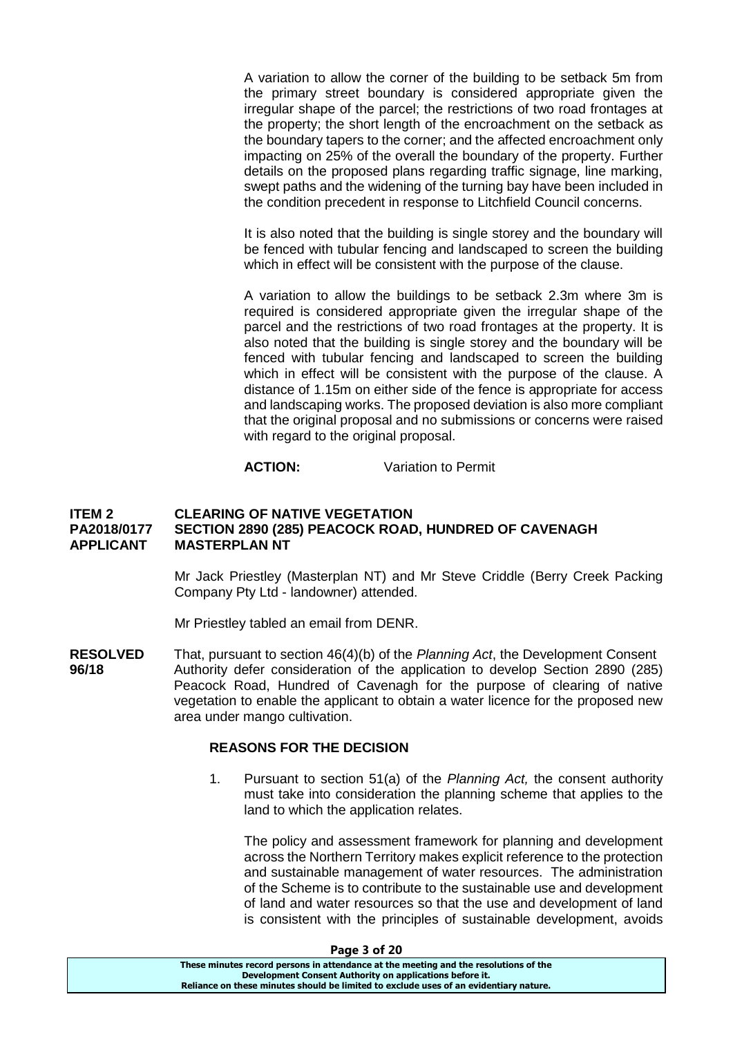A variation to allow the corner of the building to be setback 5m from the primary street boundary is considered appropriate given the irregular shape of the parcel; the restrictions of two road frontages at the property; the short length of the encroachment on the setback as the boundary tapers to the corner; and the affected encroachment only impacting on 25% of the overall the boundary of the property. Further details on the proposed plans regarding traffic signage, line marking, swept paths and the widening of the turning bay have been included in the condition precedent in response to Litchfield Council concerns.

It is also noted that the building is single storey and the boundary will be fenced with tubular fencing and landscaped to screen the building which in effect will be consistent with the purpose of the clause.

A variation to allow the buildings to be setback 2.3m where 3m is required is considered appropriate given the irregular shape of the parcel and the restrictions of two road frontages at the property. It is also noted that the building is single storey and the boundary will be fenced with tubular fencing and landscaped to screen the building which in effect will be consistent with the purpose of the clause. A distance of 1.15m on either side of the fence is appropriate for access and landscaping works. The proposed deviation is also more compliant that the original proposal and no submissions or concerns were raised with regard to the original proposal.

**ACTION:** Variation to Permit

**ITEM 2 CLEARING OF NATIVE VEGETATION**
**PA2018/0177 SECTION 2890 (285) PEACOCK ROAD, HUNDRED OF CAVENAGH**
**APPLICANT MASTERPLAN NT**

Mr Jack Priestley (Masterplan NT) and Mr Steve Criddle (Berry Creek Packing Company Pty Ltd - landowner) attended.

Mr Priestley tabled an email from DENR.

**RESOLVED 96/18** That, pursuant to section 46(4)(b) of the *Planning Act*, the Development Consent Authority defer consideration of the application to develop Section 2890 (285) Peacock Road, Hundred of Cavenagh for the purpose of clearing of native vegetation to enable the applicant to obtain a water licence for the proposed new area under mango cultivation.

**REASONS FOR THE DECISION**

1. Pursuant to section 51(a) of the *Planning Act,* the consent authority must take into consideration the planning scheme that applies to the land to which the application relates.

   The policy and assessment framework for planning and development across the Northern Territory makes explicit reference to the protection and sustainable management of water resources. The administration of the Scheme is to contribute to the sustainable use and development of land and water resources so that the use and development of land is consistent with the principles of sustainable development, avoids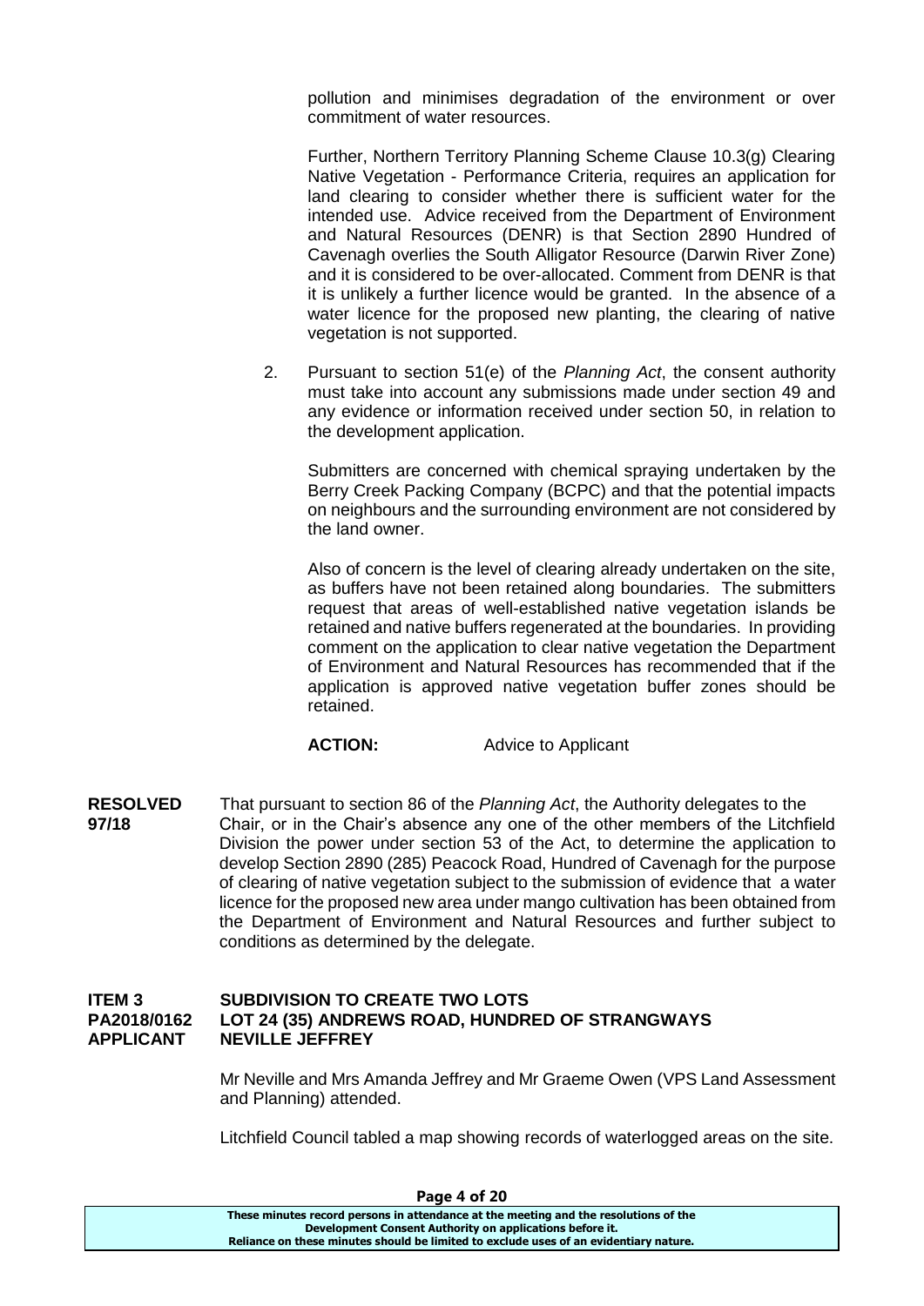pollution and minimises degradation of the environment or over commitment of water resources.

Further, Northern Territory Planning Scheme Clause 10.3(g) Clearing Native Vegetation - Performance Criteria, requires an application for land clearing to consider whether there is sufficient water for the intended use. Advice received from the Department of Environment and Natural Resources (DENR) is that Section 2890 Hundred of Cavenagh overlies the South Alligator Resource (Darwin River Zone) and it is considered to be over-allocated. Comment from DENR is that it is unlikely a further licence would be granted. In the absence of a water licence for the proposed new planting, the clearing of native vegetation is not supported.

2. Pursuant to section 51(e) of the *Planning Act*, the consent authority must take into account any submissions made under section 49 and any evidence or information received under section 50, in relation to the development application.

   Submitters are concerned with chemical spraying undertaken by the Berry Creek Packing Company (BCPC) and that the potential impacts on neighbours and the surrounding environment are not considered by the land owner.

   Also of concern is the level of clearing already undertaken on the site, as buffers have not been retained along boundaries. The submitters request that areas of well-established native vegetation islands be retained and native buffers regenerated at the boundaries. In providing comment on the application to clear native vegetation the Department of Environment and Natural Resources has recommended that if the application is approved native vegetation buffer zones should be retained.

**ACTION:** Advice to Applicant

**RESOLVED 97/18** That pursuant to section 86 of the *Planning Act*, the Authority delegates to the Chair, or in the Chair's absence any one of the other members of the Litchfield Division the power under section 53 of the Act, to determine the application to develop Section 2890 (285) Peacock Road, Hundred of Cavenagh for the purpose of clearing of native vegetation subject to the submission of evidence that a water licence for the proposed new area under mango cultivation has been obtained from the Department of Environment and Natural Resources and further subject to conditions as determined by the delegate.

**ITEM 3 SUBDIVISION TO CREATE TWO LOTS**
**PA2018/0162 LOT 24 (35) ANDREWS ROAD, HUNDRED OF STRANGWAYS**
**APPLICANT NEVILLE JEFFREY**

Mr Neville and Mrs Amanda Jeffrey and Mr Graeme Owen (VPS Land Assessment and Planning) attended.

Litchfield Council tabled a map showing records of waterlogged areas on the site.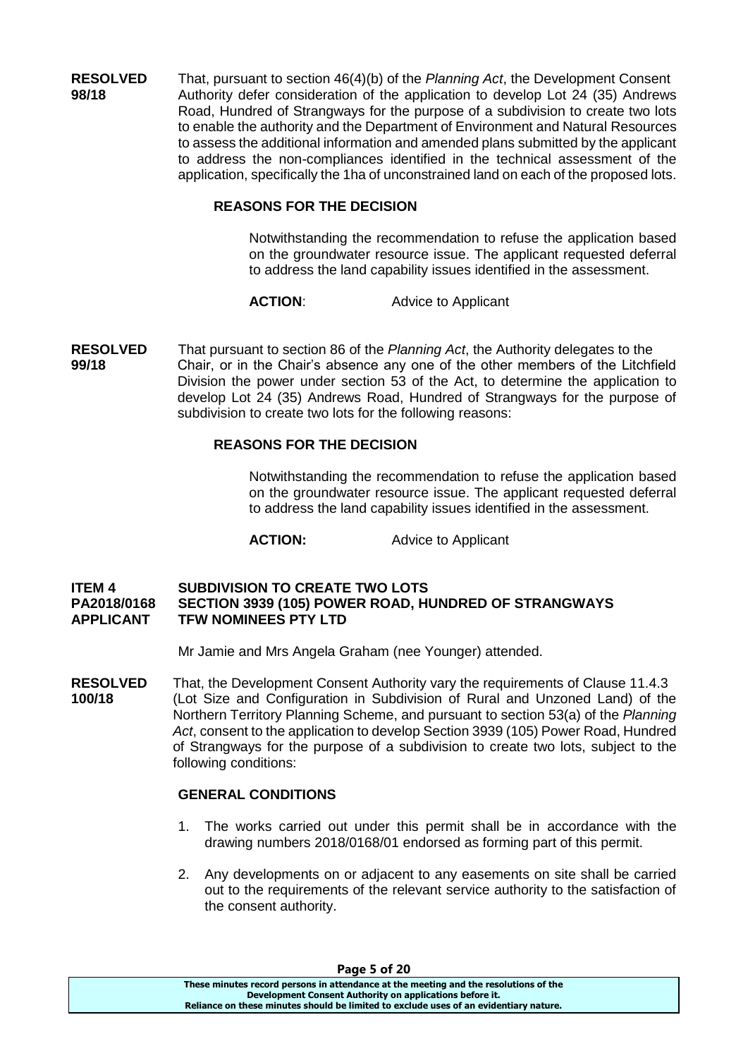**RESOLVED 98/18** That, pursuant to section 46(4)(b) of the *Planning Act*, the Development Consent Authority defer consideration of the application to develop Lot 24 (35) Andrews Road, Hundred of Strangways for the purpose of a subdivision to create two lots to enable the authority and the Department of Environment and Natural Resources to assess the additional information and amended plans submitted by the applicant to address the non-compliances identified in the technical assessment of the application, specifically the 1ha of unconstrained land on each of the proposed lots.

**REASONS FOR THE DECISION**

Notwithstanding the recommendation to refuse the application based on the groundwater resource issue. The applicant requested deferral to address the land capability issues identified in the assessment.

**ACTION**: Advice to Applicant

**RESOLVED 99/18** That pursuant to section 86 of the *Planning Act*, the Authority delegates to the Chair, or in the Chair's absence any one of the other members of the Litchfield Division the power under section 53 of the Act, to determine the application to develop Lot 24 (35) Andrews Road, Hundred of Strangways for the purpose of subdivision to create two lots for the following reasons:

**REASONS FOR THE DECISION**

Notwithstanding the recommendation to refuse the application based on the groundwater resource issue. The applicant requested deferral to address the land capability issues identified in the assessment.

**ACTION:** Advice to Applicant

**ITEM 4 SUBDIVISION TO CREATE TWO LOTS**
**PA2018/0168 SECTION 3939 (105) POWER ROAD, HUNDRED OF STRANGWAYS**
**APPLICANT TFW NOMINEES PTY LTD**

Mr Jamie and Mrs Angela Graham (nee Younger) attended.

**RESOLVED 100/18** That, the Development Consent Authority vary the requirements of Clause 11.4.3 (Lot Size and Configuration in Subdivision of Rural and Unzoned Land) of the Northern Territory Planning Scheme, and pursuant to section 53(a) of the *Planning Act*, consent to the application to develop Section 3939 (105) Power Road, Hundred of Strangways for the purpose of a subdivision to create two lots, subject to the following conditions:

**GENERAL CONDITIONS**

1. The works carried out under this permit shall be in accordance with the drawing numbers 2018/0168/01 endorsed as forming part of this permit.

2. Any developments on or adjacent to any easements on site shall be carried out to the requirements of the relevant service authority to the satisfaction of the consent authority.

These minutes record persons in attendance at the meeting and the resolutions of the Development Consent Authority on applications before it.
Reliance on these minutes should be limited to exclude uses of an evidentiary nature.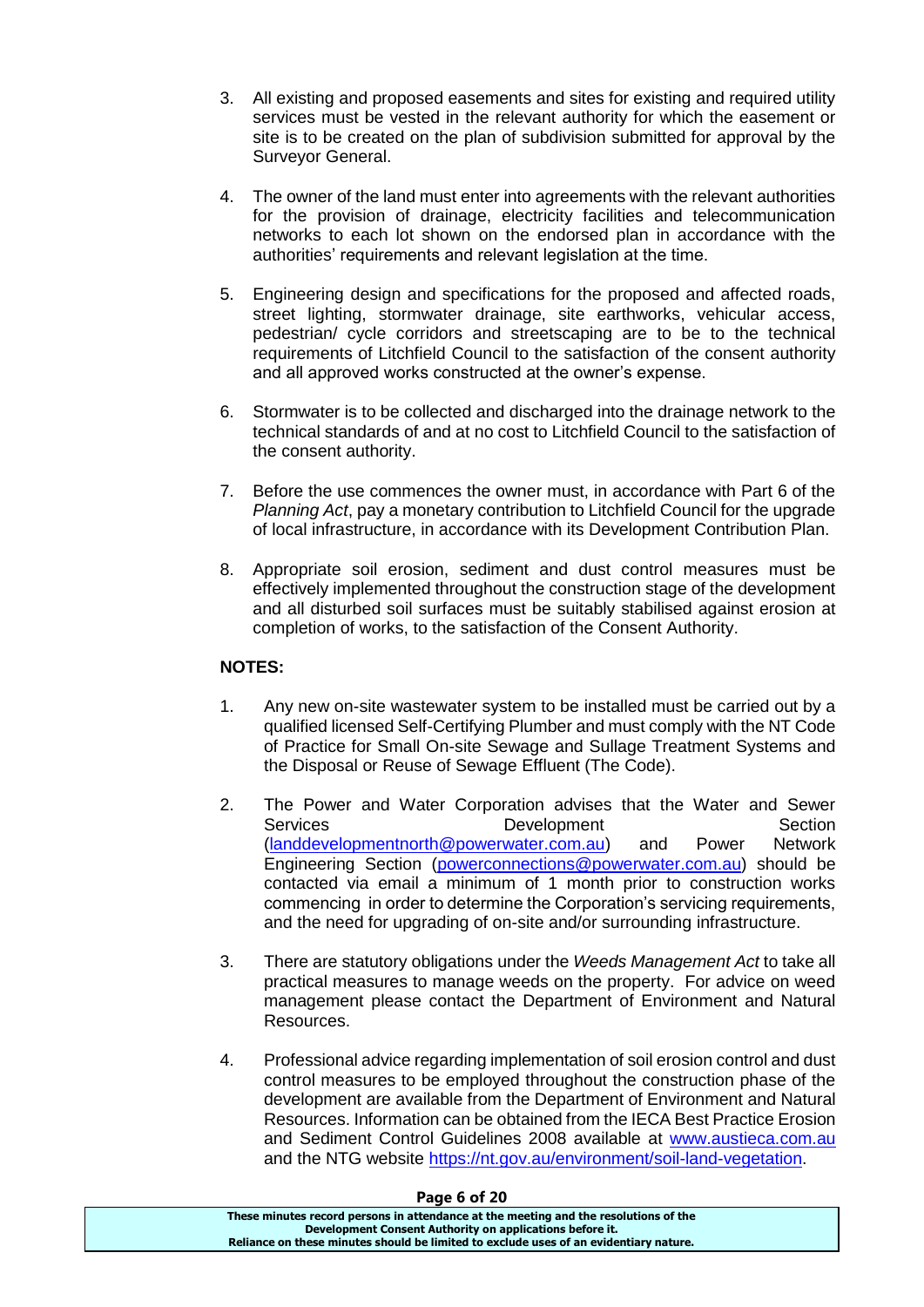3. All existing and proposed easements and sites for existing and required utility services must be vested in the relevant authority for which the easement or site is to be created on the plan of subdivision submitted for approval by the Surveyor General.

4. The owner of the land must enter into agreements with the relevant authorities for the provision of drainage, electricity facilities and telecommunication networks to each lot shown on the endorsed plan in accordance with the authorities' requirements and relevant legislation at the time.

5. Engineering design and specifications for the proposed and affected roads, street lighting, stormwater drainage, site earthworks, vehicular access, pedestrian/ cycle corridors and streetscaping are to be to the technical requirements of Litchfield Council to the satisfaction of the consent authority and all approved works constructed at the owner's expense.

6. Stormwater is to be collected and discharged into the drainage network to the technical standards of and at no cost to Litchfield Council to the satisfaction of the consent authority.

7. Before the use commences the owner must, in accordance with Part 6 of the *Planning Act*, pay a monetary contribution to Litchfield Council for the upgrade of local infrastructure, in accordance with its Development Contribution Plan.

8. Appropriate soil erosion, sediment and dust control measures must be effectively implemented throughout the construction stage of the development and all disturbed soil surfaces must be suitably stabilised against erosion at completion of works, to the satisfaction of the Consent Authority.

**NOTES:**

1. Any new on-site wastewater system to be installed must be carried out by a qualified licensed Self-Certifying Plumber and must comply with the NT Code of Practice for Small On-site Sewage and Sullage Treatment Systems and the Disposal or Reuse of Sewage Effluent (The Code).

2. The Power and Water Corporation advises that the Water and Sewer Services Development Section (landdevelopmentnorth@powerwater.com.au) and Power Network Engineering Section (powerconnections@powerwater.com.au) should be contacted via email a minimum of 1 month prior to construction works commencing in order to determine the Corporation's servicing requirements, and the need for upgrading of on-site and/or surrounding infrastructure.

3. There are statutory obligations under the *Weeds Management Act* to take all practical measures to manage weeds on the property. For advice on weed management please contact the Department of Environment and Natural Resources.

4. Professional advice regarding implementation of soil erosion control and dust control measures to be employed throughout the construction phase of the development are available from the Department of Environment and Natural Resources. Information can be obtained from the IECA Best Practice Erosion and Sediment Control Guidelines 2008 available at www.austieca.com.au and the NTG website https://nt.gov.au/environment/soil-land-vegetation.

These minutes record persons in attendance at the meeting and the resolutions of the Development Consent Authority on applications before it.
Reliance on these minutes should be limited to exclude uses of an evidentiary nature.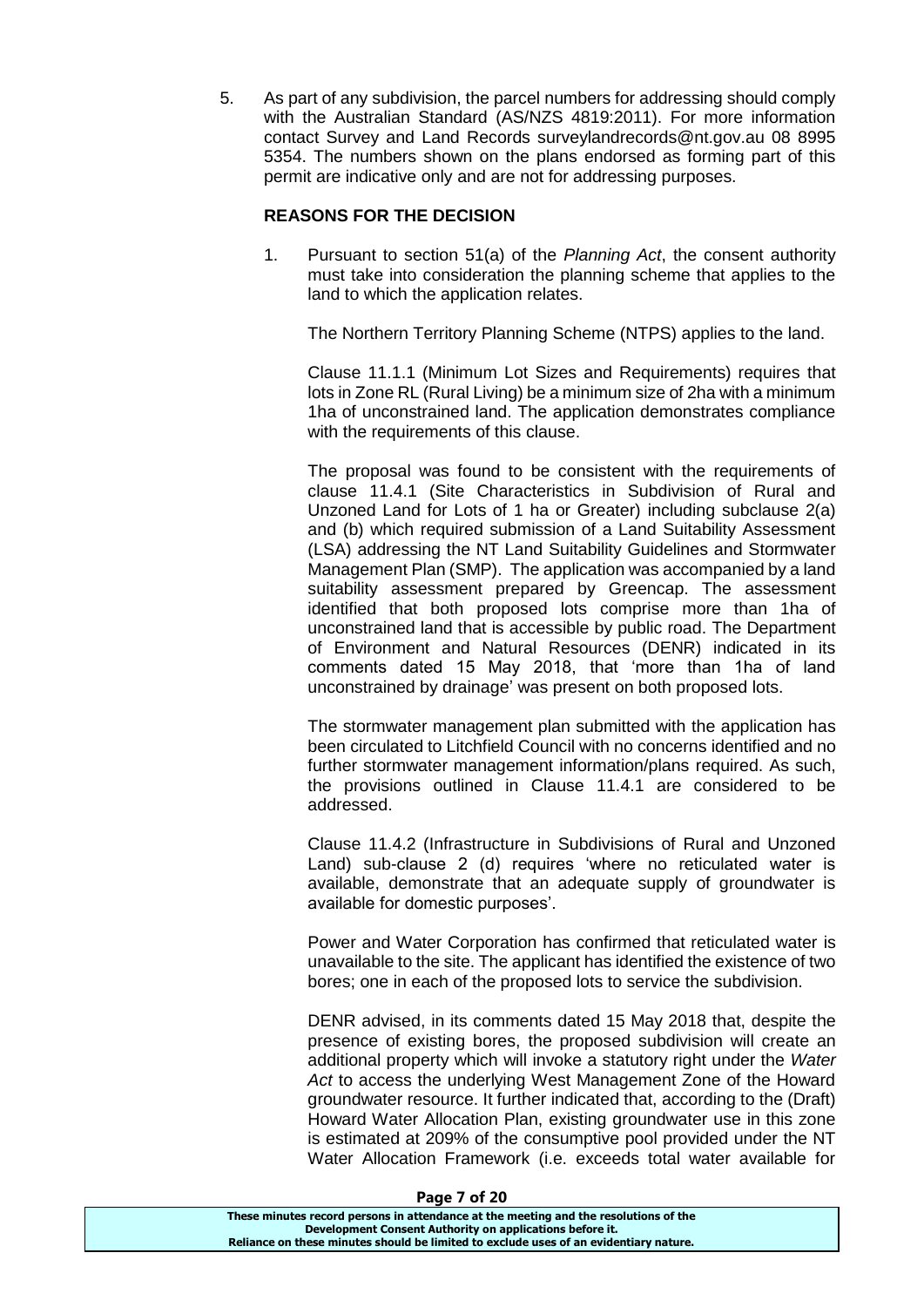5. As part of any subdivision, the parcel numbers for addressing should comply with the Australian Standard (AS/NZS 4819:2011). For more information contact Survey and Land Records surveylandrecords@nt.gov.au 08 8995 5354. The numbers shown on the plans endorsed as forming part of this permit are indicative only and are not for addressing purposes.

**REASONS FOR THE DECISION**

1. Pursuant to section 51(a) of the *Planning Act*, the consent authority must take into consideration the planning scheme that applies to the land to which the application relates.

   The Northern Territory Planning Scheme (NTPS) applies to the land.

   Clause 11.1.1 (Minimum Lot Sizes and Requirements) requires that lots in Zone RL (Rural Living) be a minimum size of 2ha with a minimum 1ha of unconstrained land. The application demonstrates compliance with the requirements of this clause.

   The proposal was found to be consistent with the requirements of clause 11.4.1 (Site Characteristics in Subdivision of Rural and Unzoned Land for Lots of 1 ha or Greater) including subclause 2(a) and (b) which required submission of a Land Suitability Assessment (LSA) addressing the NT Land Suitability Guidelines and Stormwater Management Plan (SMP). The application was accompanied by a land suitability assessment prepared by Greencap. The assessment identified that both proposed lots comprise more than 1ha of unconstrained land that is accessible by public road. The Department of Environment and Natural Resources (DENR) indicated in its comments dated 15 May 2018, that 'more than 1ha of land unconstrained by drainage' was present on both proposed lots.

   The stormwater management plan submitted with the application has been circulated to Litchfield Council with no concerns identified and no further stormwater management information/plans required. As such, the provisions outlined in Clause 11.4.1 are considered to be addressed.

   Clause 11.4.2 (Infrastructure in Subdivisions of Rural and Unzoned Land) sub-clause 2 (d) requires 'where no reticulated water is available, demonstrate that an adequate supply of groundwater is available for domestic purposes'.

   Power and Water Corporation has confirmed that reticulated water is unavailable to the site. The applicant has identified the existence of two bores; one in each of the proposed lots to service the subdivision.

   DENR advised, in its comments dated 15 May 2018 that, despite the presence of existing bores, the proposed subdivision will create an additional property which will invoke a statutory right under the *Water Act* to access the underlying West Management Zone of the Howard groundwater resource. It further indicated that, according to the (Draft) Howard Water Allocation Plan, existing groundwater use in this zone is estimated at 209% of the consumptive pool provided under the NT Water Allocation Framework (i.e. exceeds total water available for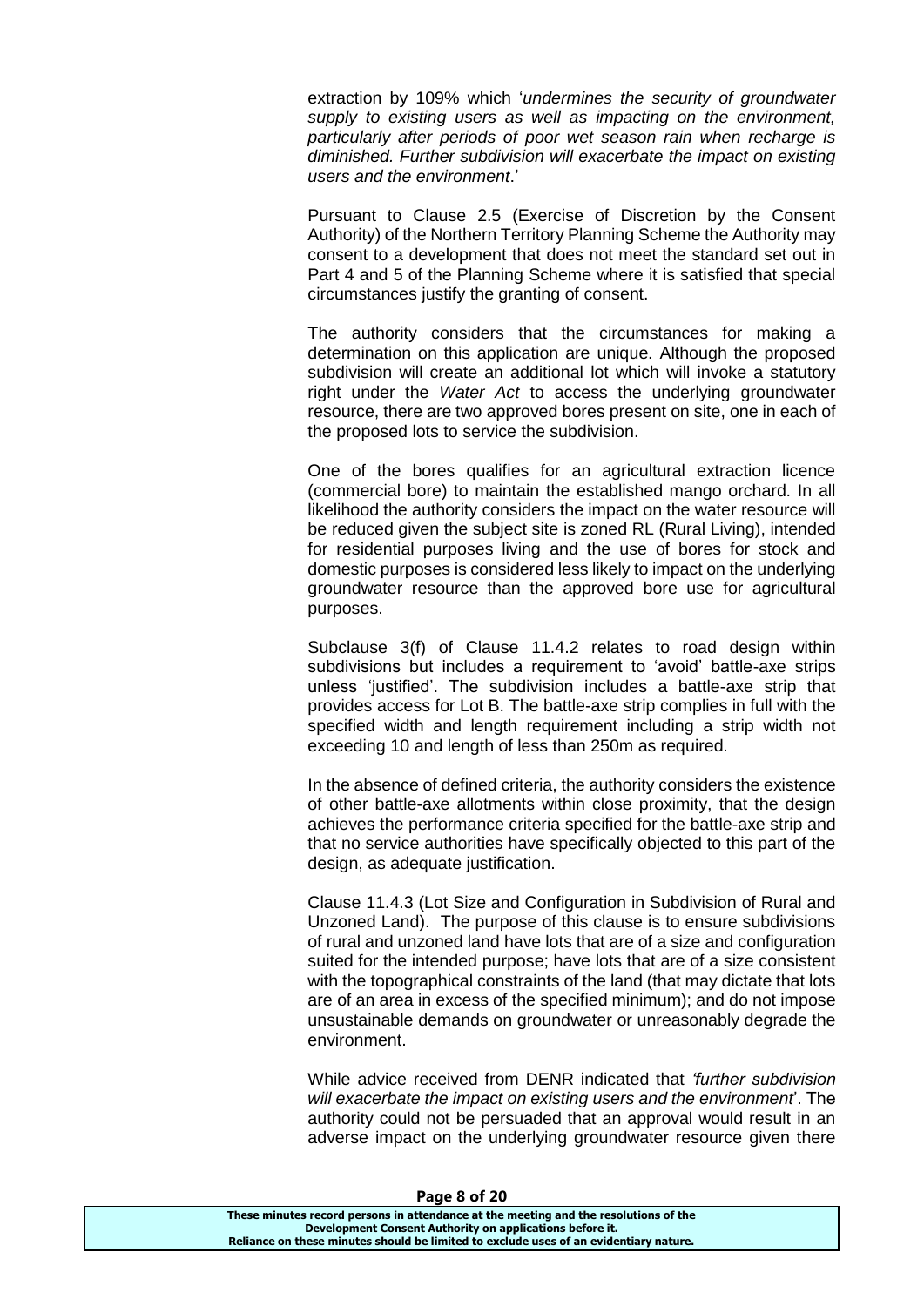extraction by 109% which '*undermines the security of groundwater supply to existing users as well as impacting on the environment, particularly after periods of poor wet season rain when recharge is diminished. Further subdivision will exacerbate the impact on existing users and the environment*.'

Pursuant to Clause 2.5 (Exercise of Discretion by the Consent Authority) of the Northern Territory Planning Scheme the Authority may consent to a development that does not meet the standard set out in Part 4 and 5 of the Planning Scheme where it is satisfied that special circumstances justify the granting of consent.

The authority considers that the circumstances for making a determination on this application are unique. Although the proposed subdivision will create an additional lot which will invoke a statutory right under the *Water Act* to access the underlying groundwater resource, there are two approved bores present on site, one in each of the proposed lots to service the subdivision.

One of the bores qualifies for an agricultural extraction licence (commercial bore) to maintain the established mango orchard. In all likelihood the authority considers the impact on the water resource will be reduced given the subject site is zoned RL (Rural Living), intended for residential purposes living and the use of bores for stock and domestic purposes is considered less likely to impact on the underlying groundwater resource than the approved bore use for agricultural purposes.

Subclause 3(f) of Clause 11.4.2 relates to road design within subdivisions but includes a requirement to 'avoid' battle-axe strips unless 'justified'. The subdivision includes a battle-axe strip that provides access for Lot B. The battle-axe strip complies in full with the specified width and length requirement including a strip width not exceeding 10 and length of less than 250m as required.

In the absence of defined criteria, the authority considers the existence of other battle-axe allotments within close proximity, that the design achieves the performance criteria specified for the battle-axe strip and that no service authorities have specifically objected to this part of the design, as adequate justification.

Clause 11.4.3 (Lot Size and Configuration in Subdivision of Rural and Unzoned Land). The purpose of this clause is to ensure subdivisions of rural and unzoned land have lots that are of a size and configuration suited for the intended purpose; have lots that are of a size consistent with the topographical constraints of the land (that may dictate that lots are of an area in excess of the specified minimum); and do not impose unsustainable demands on groundwater or unreasonably degrade the environment.

While advice received from DENR indicated that *'further subdivision will exacerbate the impact on existing users and the environment*'. The authority could not be persuaded that an approval would result in an adverse impact on the underlying groundwater resource given there

These minutes record persons in attendance at the meeting and the resolutions of the Development Consent Authority on applications before it.
Reliance on these minutes should be limited to exclude uses of an evidentiary nature.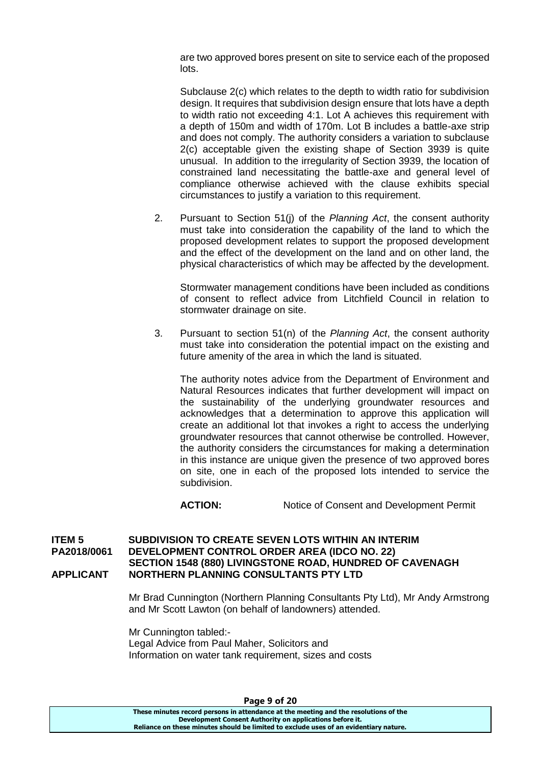are two approved bores present on site to service each of the proposed lots.

Subclause 2(c) which relates to the depth to width ratio for subdivision design. It requires that subdivision design ensure that lots have a depth to width ratio not exceeding 4:1. Lot A achieves this requirement with a depth of 150m and width of 170m. Lot B includes a battle-axe strip and does not comply. The authority considers a variation to subclause 2(c) acceptable given the existing shape of Section 3939 is quite unusual. In addition to the irregularity of Section 3939, the location of constrained land necessitating the battle-axe and general level of compliance otherwise achieved with the clause exhibits special circumstances to justify a variation to this requirement.

2. Pursuant to Section 51(j) of the *Planning Act*, the consent authority must take into consideration the capability of the land to which the proposed development relates to support the proposed development and the effect of the development on the land and on other land, the physical characteristics of which may be affected by the development.

   Stormwater management conditions have been included as conditions of consent to reflect advice from Litchfield Council in relation to stormwater drainage on site.

3. Pursuant to section 51(n) of the *Planning Act*, the consent authority must take into consideration the potential impact on the existing and future amenity of the area in which the land is situated.

   The authority notes advice from the Department of Environment and Natural Resources indicates that further development will impact on the sustainability of the underlying groundwater resources and acknowledges that a determination to approve this application will create an additional lot that invokes a right to access the underlying groundwater resources that cannot otherwise be controlled. However, the authority considers the circumstances for making a determination in this instance are unique given the presence of two approved bores on site, one in each of the proposed lots intended to service the subdivision.

**ACTION:** Notice of Consent and Development Permit

**ITEM 5 SUBDIVISION TO CREATE SEVEN LOTS WITHIN AN INTERIM**
**PA2018/0061 DEVELOPMENT CONTROL ORDER AREA (IDCO NO. 22)**
**SECTION 1548 (880) LIVINGSTONE ROAD, HUNDRED OF CAVENAGH**
**APPLICANT NORTHERN PLANNING CONSULTANTS PTY LTD**

Mr Brad Cunnington (Northern Planning Consultants Pty Ltd), Mr Andy Armstrong and Mr Scott Lawton (on behalf of landowners) attended.

Mr Cunnington tabled:-
Legal Advice from Paul Maher, Solicitors and
Information on water tank requirement, sizes and costs

These minutes record persons in attendance at the meeting and the resolutions of the Development Consent Authority on applications before it. Reliance on these minutes should be limited to exclude uses of an evidentiary nature.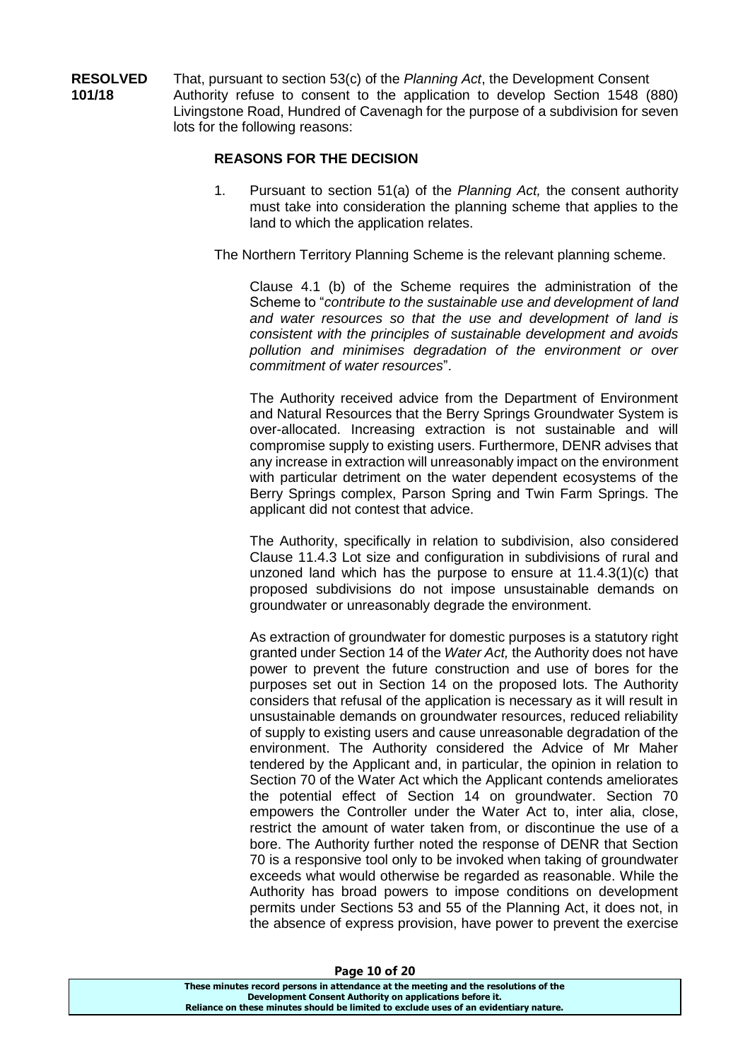**RESOLVED 101/18**

That, pursuant to section 53(c) of the *Planning Act*, the Development Consent Authority refuse to consent to the application to develop Section 1548 (880) Livingstone Road, Hundred of Cavenagh for the purpose of a subdivision for seven lots for the following reasons:

**REASONS FOR THE DECISION**

1. Pursuant to section 51(a) of the *Planning Act,* the consent authority must take into consideration the planning scheme that applies to the land to which the application relates.

The Northern Territory Planning Scheme is the relevant planning scheme.

Clause 4.1 (b) of the Scheme requires the administration of the Scheme to "*contribute to the sustainable use and development of land and water resources so that the use and development of land is consistent with the principles of sustainable development and avoids pollution and minimises degradation of the environment or over commitment of water resources*".

The Authority received advice from the Department of Environment and Natural Resources that the Berry Springs Groundwater System is over-allocated. Increasing extraction is not sustainable and will compromise supply to existing users. Furthermore, DENR advises that any increase in extraction will unreasonably impact on the environment with particular detriment on the water dependent ecosystems of the Berry Springs complex, Parson Spring and Twin Farm Springs. The applicant did not contest that advice.

The Authority, specifically in relation to subdivision, also considered Clause 11.4.3 Lot size and configuration in subdivisions of rural and unzoned land which has the purpose to ensure at 11.4.3(1)(c) that proposed subdivisions do not impose unsustainable demands on groundwater or unreasonably degrade the environment.

As extraction of groundwater for domestic purposes is a statutory right granted under Section 14 of the *Water Act,* the Authority does not have power to prevent the future construction and use of bores for the purposes set out in Section 14 on the proposed lots. The Authority considers that refusal of the application is necessary as it will result in unsustainable demands on groundwater resources, reduced reliability of supply to existing users and cause unreasonable degradation of the environment. The Authority considered the Advice of Mr Maher tendered by the Applicant and, in particular, the opinion in relation to Section 70 of the Water Act which the Applicant contends ameliorates the potential effect of Section 14 on groundwater. Section 70 empowers the Controller under the Water Act to, inter alia, close, restrict the amount of water taken from, or discontinue the use of a bore. The Authority further noted the response of DENR that Section 70 is a responsive tool only to be invoked when taking of groundwater exceeds what would otherwise be regarded as reasonable. While the Authority has broad powers to impose conditions on development permits under Sections 53 and 55 of the Planning Act, it does not, in the absence of express provision, have power to prevent the exercise

These minutes record persons in attendance at the meeting and the resolutions of the Development Consent Authority on applications before it.
Reliance on these minutes should be limited to exclude uses of an evidentiary nature.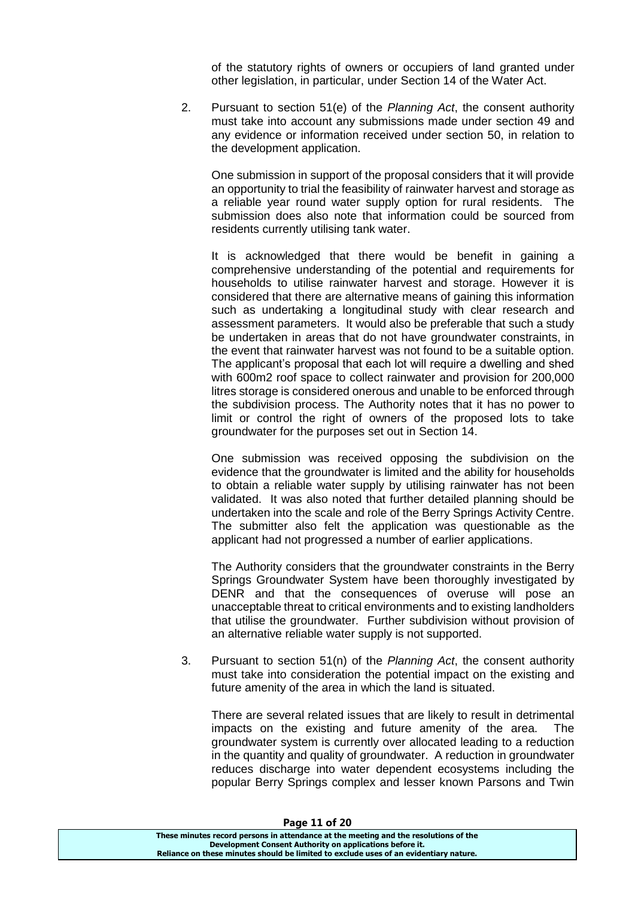of the statutory rights of owners or occupiers of land granted under other legislation, in particular, under Section 14 of the Water Act.

2. Pursuant to section 51(e) of the *Planning Act*, the consent authority must take into account any submissions made under section 49 and any evidence or information received under section 50, in relation to the development application.

   One submission in support of the proposal considers that it will provide an opportunity to trial the feasibility of rainwater harvest and storage as a reliable year round water supply option for rural residents. The submission does also note that information could be sourced from residents currently utilising tank water.

   It is acknowledged that there would be benefit in gaining a comprehensive understanding of the potential and requirements for households to utilise rainwater harvest and storage. However it is considered that there are alternative means of gaining this information such as undertaking a longitudinal study with clear research and assessment parameters. It would also be preferable that such a study be undertaken in areas that do not have groundwater constraints, in the event that rainwater harvest was not found to be a suitable option. The applicant's proposal that each lot will require a dwelling and shed with 600m2 roof space to collect rainwater and provision for 200,000 litres storage is considered onerous and unable to be enforced through the subdivision process. The Authority notes that it has no power to limit or control the right of owners of the proposed lots to take groundwater for the purposes set out in Section 14.

   One submission was received opposing the subdivision on the evidence that the groundwater is limited and the ability for households to obtain a reliable water supply by utilising rainwater has not been validated. It was also noted that further detailed planning should be undertaken into the scale and role of the Berry Springs Activity Centre. The submitter also felt the application was questionable as the applicant had not progressed a number of earlier applications.

   The Authority considers that the groundwater constraints in the Berry Springs Groundwater System have been thoroughly investigated by DENR and that the consequences of overuse will pose an unacceptable threat to critical environments and to existing landholders that utilise the groundwater. Further subdivision without provision of an alternative reliable water supply is not supported.

3. Pursuant to section 51(n) of the *Planning Act*, the consent authority must take into consideration the potential impact on the existing and future amenity of the area in which the land is situated.

   There are several related issues that are likely to result in detrimental impacts on the existing and future amenity of the area. The groundwater system is currently over allocated leading to a reduction in the quantity and quality of groundwater. A reduction in groundwater reduces discharge into water dependent ecosystems including the popular Berry Springs complex and lesser known Parsons and Twin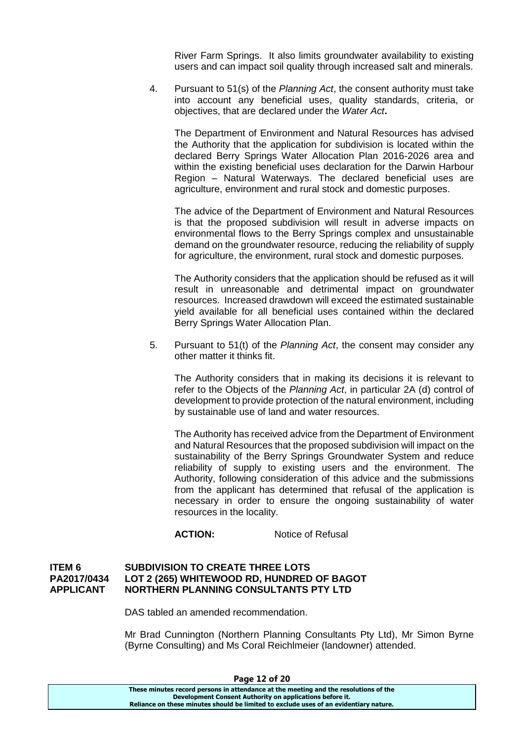River Farm Springs. It also limits groundwater availability to existing users and can impact soil quality through increased salt and minerals.

4. Pursuant to 51(s) of the *Planning Act*, the consent authority must take into account any beneficial uses, quality standards, criteria, or objectives, that are declared under the *Water Act***.**

   The Department of Environment and Natural Resources has advised the Authority that the application for subdivision is located within the declared Berry Springs Water Allocation Plan 2016-2026 area and within the existing beneficial uses declaration for the Darwin Harbour Region – Natural Waterways. The declared beneficial uses are agriculture, environment and rural stock and domestic purposes.

   The advice of the Department of Environment and Natural Resources is that the proposed subdivision will result in adverse impacts on environmental flows to the Berry Springs complex and unsustainable demand on the groundwater resource, reducing the reliability of supply for agriculture, the environment, rural stock and domestic purposes.

   The Authority considers that the application should be refused as it will result in unreasonable and detrimental impact on groundwater resources. Increased drawdown will exceed the estimated sustainable yield available for all beneficial uses contained within the declared Berry Springs Water Allocation Plan.

5. Pursuant to 51(t) of the *Planning Act*, the consent may consider any other matter it thinks fit.

   The Authority considers that in making its decisions it is relevant to refer to the Objects of the *Planning Act*, in particular 2A (d) control of development to provide protection of the natural environment, including by sustainable use of land and water resources.

   The Authority has received advice from the Department of Environment and Natural Resources that the proposed subdivision will impact on the sustainability of the Berry Springs Groundwater System and reduce reliability of supply to existing users and the environment. The Authority, following consideration of this advice and the submissions from the applicant has determined that refusal of the application is necessary in order to ensure the ongoing sustainability of water resources in the locality.

   **ACTION:** Notice of Refusal

**ITEM 6 SUBDIVISION TO CREATE THREE LOTS**
**PA2017/0434 LOT 2 (265) WHITEWOOD RD, HUNDRED OF BAGOT**
**APPLICANT NORTHERN PLANNING CONSULTANTS PTY LTD**

DAS tabled an amended recommendation.

Mr Brad Cunnington (Northern Planning Consultants Pty Ltd), Mr Simon Byrne (Byrne Consulting) and Ms Coral Reichlmeier (landowner) attended.

**These minutes record persons in attendance at the meeting and the resolutions of the Development Consent Authority on applications before it. Reliance on these minutes should be limited to exclude uses of an evidentiary nature.**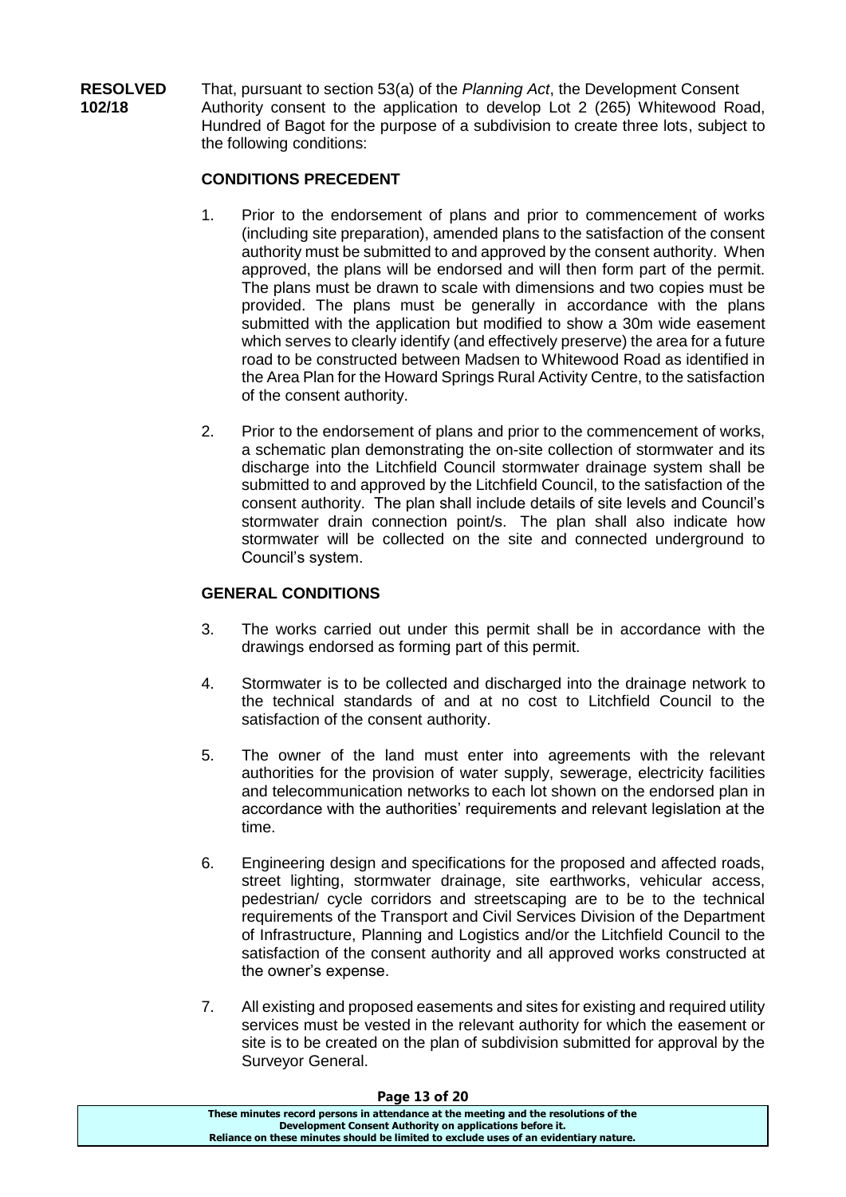**RESOLVED 102/18**

That, pursuant to section 53(a) of the *Planning Act*, the Development Consent Authority consent to the application to develop Lot 2 (265) Whitewood Road, Hundred of Bagot for the purpose of a subdivision to create three lots, subject to the following conditions:

**CONDITIONS PRECEDENT**

1. Prior to the endorsement of plans and prior to commencement of works (including site preparation), amended plans to the satisfaction of the consent authority must be submitted to and approved by the consent authority. When approved, the plans will be endorsed and will then form part of the permit. The plans must be drawn to scale with dimensions and two copies must be provided. The plans must be generally in accordance with the plans submitted with the application but modified to show a 30m wide easement which serves to clearly identify (and effectively preserve) the area for a future road to be constructed between Madsen to Whitewood Road as identified in the Area Plan for the Howard Springs Rural Activity Centre, to the satisfaction of the consent authority.

2. Prior to the endorsement of plans and prior to the commencement of works, a schematic plan demonstrating the on-site collection of stormwater and its discharge into the Litchfield Council stormwater drainage system shall be submitted to and approved by the Litchfield Council, to the satisfaction of the consent authority. The plan shall include details of site levels and Council's stormwater drain connection point/s. The plan shall also indicate how stormwater will be collected on the site and connected underground to Council's system.

**GENERAL CONDITIONS**

3. The works carried out under this permit shall be in accordance with the drawings endorsed as forming part of this permit.

4. Stormwater is to be collected and discharged into the drainage network to the technical standards of and at no cost to Litchfield Council to the satisfaction of the consent authority.

5. The owner of the land must enter into agreements with the relevant authorities for the provision of water supply, sewerage, electricity facilities and telecommunication networks to each lot shown on the endorsed plan in accordance with the authorities' requirements and relevant legislation at the time.

6. Engineering design and specifications for the proposed and affected roads, street lighting, stormwater drainage, site earthworks, vehicular access, pedestrian/ cycle corridors and streetscaping are to be to the technical requirements of the Transport and Civil Services Division of the Department of Infrastructure, Planning and Logistics and/or the Litchfield Council to the satisfaction of the consent authority and all approved works constructed at the owner's expense.

7. All existing and proposed easements and sites for existing and required utility services must be vested in the relevant authority for which the easement or site is to be created on the plan of subdivision submitted for approval by the Surveyor General.

These minutes record persons in attendance at the meeting and the resolutions of the Development Consent Authority on applications before it. Reliance on these minutes should be limited to exclude uses of an evidentiary nature.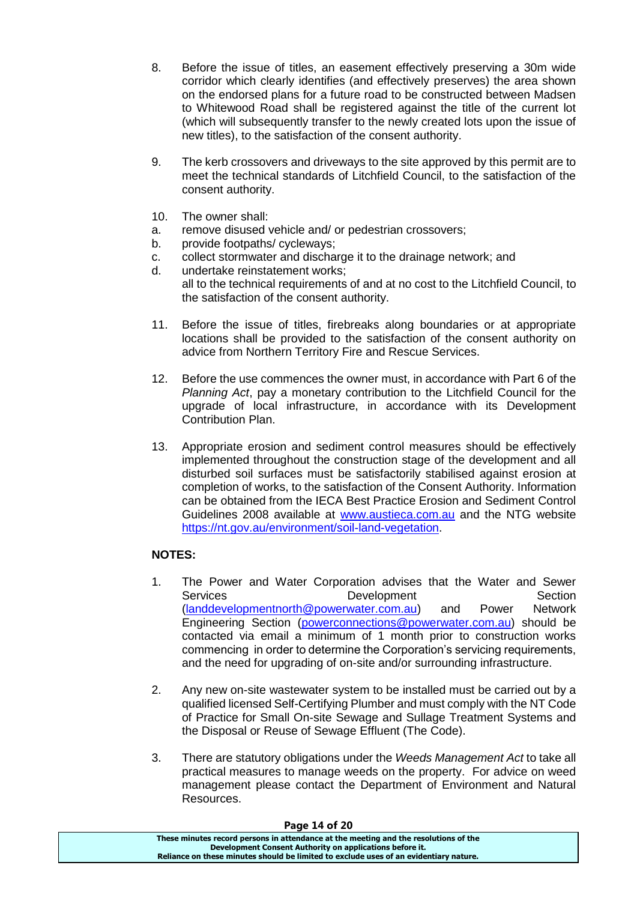8. Before the issue of titles, an easement effectively preserving a 30m wide corridor which clearly identifies (and effectively preserves) the area shown on the endorsed plans for a future road to be constructed between Madsen to Whitewood Road shall be registered against the title of the current lot (which will subsequently transfer to the newly created lots upon the issue of new titles), to the satisfaction of the consent authority.

9. The kerb crossovers and driveways to the site approved by this permit are to meet the technical standards of Litchfield Council, to the satisfaction of the consent authority.

10. The owner shall:
   a. remove disused vehicle and/ or pedestrian crossovers;
   b. provide footpaths/ cycleways;
   c. collect stormwater and discharge it to the drainage network; and
   d. undertake reinstatement works;

   all to the technical requirements of and at no cost to the Litchfield Council, to the satisfaction of the consent authority.

11. Before the issue of titles, firebreaks along boundaries or at appropriate locations shall be provided to the satisfaction of the consent authority on advice from Northern Territory Fire and Rescue Services.

12. Before the use commences the owner must, in accordance with Part 6 of the *Planning Act*, pay a monetary contribution to the Litchfield Council for the upgrade of local infrastructure, in accordance with its Development Contribution Plan.

13. Appropriate erosion and sediment control measures should be effectively implemented throughout the construction stage of the development and all disturbed soil surfaces must be satisfactorily stabilised against erosion at completion of works, to the satisfaction of the Consent Authority. Information can be obtained from the IECA Best Practice Erosion and Sediment Control Guidelines 2008 available at www.austieca.com.au and the NTG website https://nt.gov.au/environment/soil-land-vegetation.

**NOTES:**

1. The Power and Water Corporation advises that the Water and Sewer Services Development Section (landdevelopmentnorth@powerwater.com.au) and Power Network Engineering Section (powerconnections@powerwater.com.au) should be contacted via email a minimum of 1 month prior to construction works commencing in order to determine the Corporation's servicing requirements, and the need for upgrading of on-site and/or surrounding infrastructure.

2. Any new on-site wastewater system to be installed must be carried out by a qualified licensed Self-Certifying Plumber and must comply with the NT Code of Practice for Small On-site Sewage and Sullage Treatment Systems and the Disposal or Reuse of Sewage Effluent (The Code).

3. There are statutory obligations under the *Weeds Management Act* to take all practical measures to manage weeds on the property. For advice on weed management please contact the Department of Environment and Natural Resources.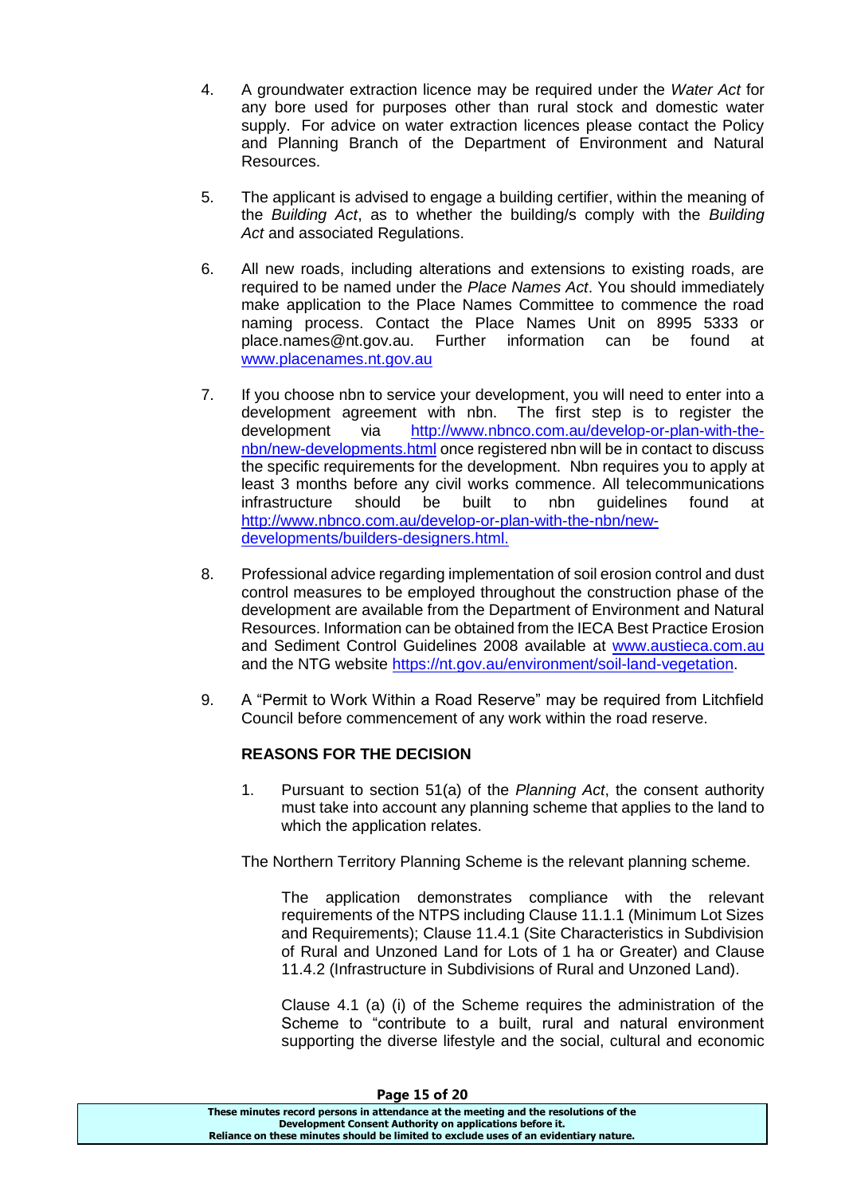4. A groundwater extraction licence may be required under the *Water Act* for any bore used for purposes other than rural stock and domestic water supply. For advice on water extraction licences please contact the Policy and Planning Branch of the Department of Environment and Natural Resources.

5. The applicant is advised to engage a building certifier, within the meaning of the *Building Act*, as to whether the building/s comply with the *Building Act* and associated Regulations.

6. All new roads, including alterations and extensions to existing roads, are required to be named under the *Place Names Act*. You should immediately make application to the Place Names Committee to commence the road naming process. Contact the Place Names Unit on 8995 5333 or place.names@nt.gov.au. Further information can be found at www.placenames.nt.gov.au

7. If you choose nbn to service your development, you will need to enter into a development agreement with nbn. The first step is to register the development via http://www.nbnco.com.au/develop-or-plan-with-the-nbn/new-developments.html once registered nbn will be in contact to discuss the specific requirements for the development. Nbn requires you to apply at least 3 months before any civil works commence. All telecommunications infrastructure should be built to nbn guidelines found at http://www.nbnco.com.au/develop-or-plan-with-the-nbn/new-developments/builders-designers.html.

8. Professional advice regarding implementation of soil erosion control and dust control measures to be employed throughout the construction phase of the development are available from the Department of Environment and Natural Resources. Information can be obtained from the IECA Best Practice Erosion and Sediment Control Guidelines 2008 available at www.austieca.com.au and the NTG website https://nt.gov.au/environment/soil-land-vegetation.

9. A "Permit to Work Within a Road Reserve" may be required from Litchfield Council before commencement of any work within the road reserve.

**REASONS FOR THE DECISION**

1. Pursuant to section 51(a) of the *Planning Act*, the consent authority must take into account any planning scheme that applies to the land to which the application relates.

The Northern Territory Planning Scheme is the relevant planning scheme.

The application demonstrates compliance with the relevant requirements of the NTPS including Clause 11.1.1 (Minimum Lot Sizes and Requirements); Clause 11.4.1 (Site Characteristics in Subdivision of Rural and Unzoned Land for Lots of 1 ha or Greater) and Clause 11.4.2 (Infrastructure in Subdivisions of Rural and Unzoned Land).

Clause 4.1 (a) (i) of the Scheme requires the administration of the Scheme to "contribute to a built, rural and natural environment supporting the diverse lifestyle and the social, cultural and economic

**These minutes record persons in attendance at the meeting and the resolutions of the Development Consent Authority on applications before it.**
**Reliance on these minutes should be limited to exclude uses of an evidentiary nature.**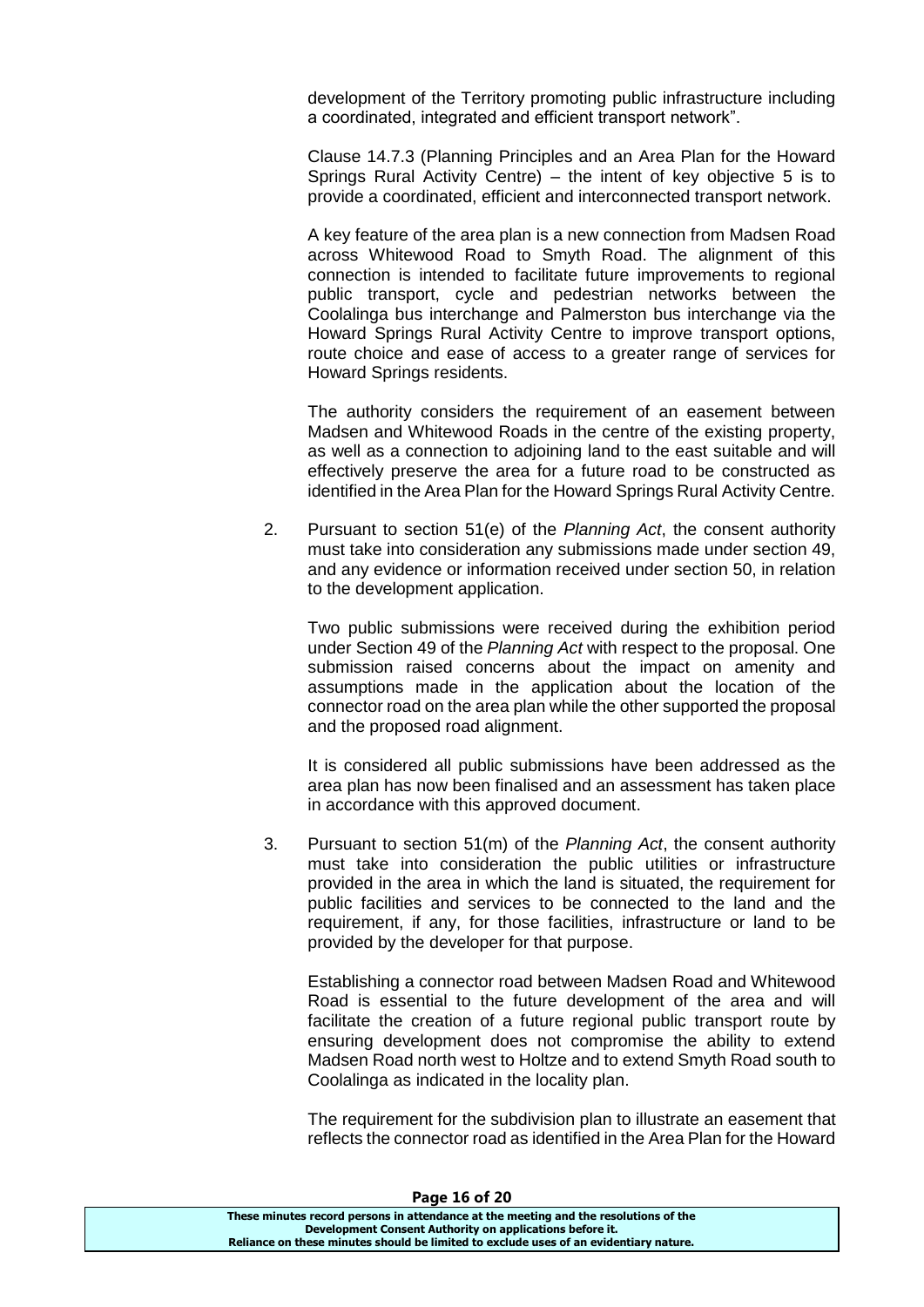development of the Territory promoting public infrastructure including a coordinated, integrated and efficient transport network".

Clause 14.7.3 (Planning Principles and an Area Plan for the Howard Springs Rural Activity Centre) – the intent of key objective 5 is to provide a coordinated, efficient and interconnected transport network.

A key feature of the area plan is a new connection from Madsen Road across Whitewood Road to Smyth Road. The alignment of this connection is intended to facilitate future improvements to regional public transport, cycle and pedestrian networks between the Coolalinga bus interchange and Palmerston bus interchange via the Howard Springs Rural Activity Centre to improve transport options, route choice and ease of access to a greater range of services for Howard Springs residents.

The authority considers the requirement of an easement between Madsen and Whitewood Roads in the centre of the existing property, as well as a connection to adjoining land to the east suitable and will effectively preserve the area for a future road to be constructed as identified in the Area Plan for the Howard Springs Rural Activity Centre.

2. Pursuant to section 51(e) of the *Planning Act*, the consent authority must take into consideration any submissions made under section 49, and any evidence or information received under section 50, in relation to the development application.

   Two public submissions were received during the exhibition period under Section 49 of the *Planning Act* with respect to the proposal. One submission raised concerns about the impact on amenity and assumptions made in the application about the location of the connector road on the area plan while the other supported the proposal and the proposed road alignment.

   It is considered all public submissions have been addressed as the area plan has now been finalised and an assessment has taken place in accordance with this approved document.

3. Pursuant to section 51(m) of the *Planning Act*, the consent authority must take into consideration the public utilities or infrastructure provided in the area in which the land is situated, the requirement for public facilities and services to be connected to the land and the requirement, if any, for those facilities, infrastructure or land to be provided by the developer for that purpose.

   Establishing a connector road between Madsen Road and Whitewood Road is essential to the future development of the area and will facilitate the creation of a future regional public transport route by ensuring development does not compromise the ability to extend Madsen Road north west to Holtze and to extend Smyth Road south to Coolalinga as indicated in the locality plan.

   The requirement for the subdivision plan to illustrate an easement that reflects the connector road as identified in the Area Plan for the Howard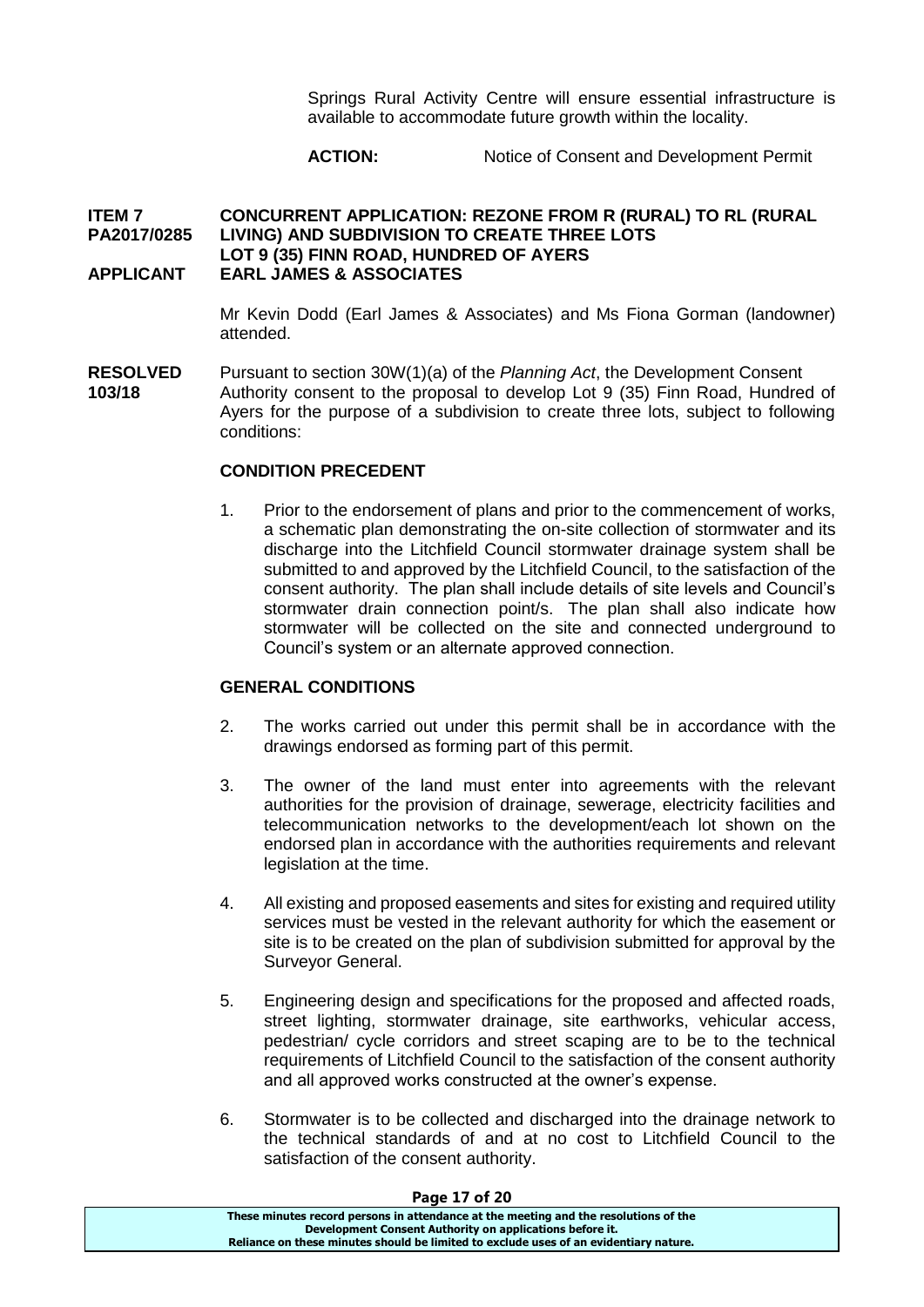Springs Rural Activity Centre will ensure essential infrastructure is available to accommodate future growth within the locality.

**ACTION:** Notice of Consent and Development Permit

**ITEM 7 CONCURRENT APPLICATION: REZONE FROM R (RURAL) TO RL (RURAL**
**PA2017/0285 LIVING) AND SUBDIVISION TO CREATE THREE LOTS**
**LOT 9 (35) FINN ROAD, HUNDRED OF AYERS**
**APPLICANT EARL JAMES & ASSOCIATES**

Mr Kevin Dodd (Earl James & Associates) and Ms Fiona Gorman (landowner) attended.

**RESOLVED 103/18** Pursuant to section 30W(1)(a) of the *Planning Act*, the Development Consent Authority consent to the proposal to develop Lot 9 (35) Finn Road, Hundred of Ayers for the purpose of a subdivision to create three lots, subject to following conditions:

**CONDITION PRECEDENT**

1. Prior to the endorsement of plans and prior to the commencement of works, a schematic plan demonstrating the on-site collection of stormwater and its discharge into the Litchfield Council stormwater drainage system shall be submitted to and approved by the Litchfield Council, to the satisfaction of the consent authority. The plan shall include details of site levels and Council's stormwater drain connection point/s. The plan shall also indicate how stormwater will be collected on the site and connected underground to Council's system or an alternate approved connection.

**GENERAL CONDITIONS**

2. The works carried out under this permit shall be in accordance with the drawings endorsed as forming part of this permit.

3. The owner of the land must enter into agreements with the relevant authorities for the provision of drainage, sewerage, electricity facilities and telecommunication networks to the development/each lot shown on the endorsed plan in accordance with the authorities requirements and relevant legislation at the time.

4. All existing and proposed easements and sites for existing and required utility services must be vested in the relevant authority for which the easement or site is to be created on the plan of subdivision submitted for approval by the Surveyor General.

5. Engineering design and specifications for the proposed and affected roads, street lighting, stormwater drainage, site earthworks, vehicular access, pedestrian/ cycle corridors and street scaping are to be to the technical requirements of Litchfield Council to the satisfaction of the consent authority and all approved works constructed at the owner's expense.

6. Stormwater is to be collected and discharged into the drainage network to the technical standards of and at no cost to Litchfield Council to the satisfaction of the consent authority.

These minutes record persons in attendance at the meeting and the resolutions of the Development Consent Authority on applications before it.
Reliance on these minutes should be limited to exclude uses of an evidentiary nature.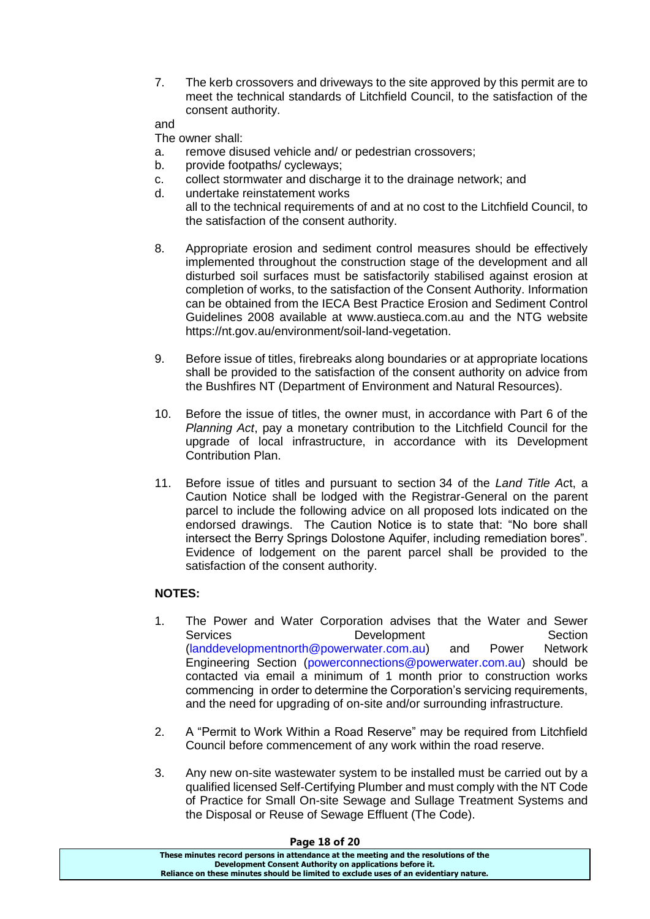7. The kerb crossovers and driveways to the site approved by this permit are to meet the technical standards of Litchfield Council, to the satisfaction of the consent authority.

and

The owner shall:

a. remove disused vehicle and/ or pedestrian crossovers;
b. provide footpaths/ cycleways;
c. collect stormwater and discharge it to the drainage network; and
d. undertake reinstatement works

all to the technical requirements of and at no cost to the Litchfield Council, to the satisfaction of the consent authority.

8. Appropriate erosion and sediment control measures should be effectively implemented throughout the construction stage of the development and all disturbed soil surfaces must be satisfactorily stabilised against erosion at completion of works, to the satisfaction of the Consent Authority. Information can be obtained from the IECA Best Practice Erosion and Sediment Control Guidelines 2008 available at www.austieca.com.au and the NTG website https://nt.gov.au/environment/soil-land-vegetation.

9. Before issue of titles, firebreaks along boundaries or at appropriate locations shall be provided to the satisfaction of the consent authority on advice from the Bushfires NT (Department of Environment and Natural Resources).

10. Before the issue of titles, the owner must, in accordance with Part 6 of the *Planning Act*, pay a monetary contribution to the Litchfield Council for the upgrade of local infrastructure, in accordance with its Development Contribution Plan.

11. Before issue of titles and pursuant to section 34 of the *Land Title Ac*t, a Caution Notice shall be lodged with the Registrar-General on the parent parcel to include the following advice on all proposed lots indicated on the endorsed drawings. The Caution Notice is to state that: "No bore shall intersect the Berry Springs Dolostone Aquifer, including remediation bores". Evidence of lodgement on the parent parcel shall be provided to the satisfaction of the consent authority.

**NOTES:**

1. The Power and Water Corporation advises that the Water and Sewer Services Development Section (landdevelopmentnorth@powerwater.com.au) and Power Network Engineering Section (powerconnections@powerwater.com.au) should be contacted via email a minimum of 1 month prior to construction works commencing in order to determine the Corporation's servicing requirements, and the need for upgrading of on-site and/or surrounding infrastructure.

2. A "Permit to Work Within a Road Reserve" may be required from Litchfield Council before commencement of any work within the road reserve.

3. Any new on-site wastewater system to be installed must be carried out by a qualified licensed Self-Certifying Plumber and must comply with the NT Code of Practice for Small On-site Sewage and Sullage Treatment Systems and the Disposal or Reuse of Sewage Effluent (The Code).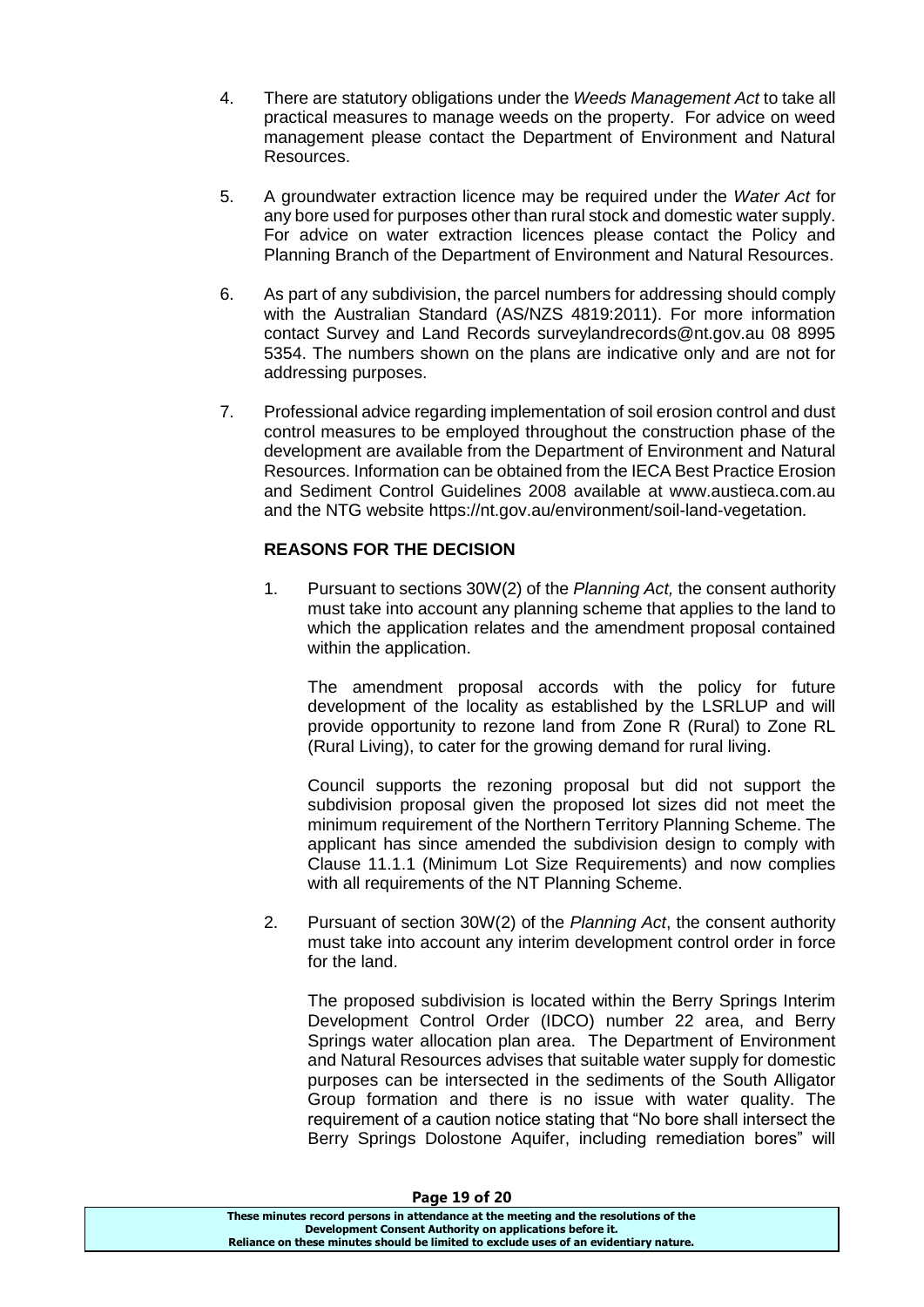4. There are statutory obligations under the *Weeds Management Act* to take all practical measures to manage weeds on the property. For advice on weed management please contact the Department of Environment and Natural Resources.

5. A groundwater extraction licence may be required under the *Water Act* for any bore used for purposes other than rural stock and domestic water supply. For advice on water extraction licences please contact the Policy and Planning Branch of the Department of Environment and Natural Resources.

6. As part of any subdivision, the parcel numbers for addressing should comply with the Australian Standard (AS/NZS 4819:2011). For more information contact Survey and Land Records surveylandrecords@nt.gov.au 08 8995 5354. The numbers shown on the plans are indicative only and are not for addressing purposes.

7. Professional advice regarding implementation of soil erosion control and dust control measures to be employed throughout the construction phase of the development are available from the Department of Environment and Natural Resources. Information can be obtained from the IECA Best Practice Erosion and Sediment Control Guidelines 2008 available at www.austieca.com.au and the NTG website https://nt.gov.au/environment/soil-land-vegetation.

**REASONS FOR THE DECISION**

1. Pursuant to sections 30W(2) of the *Planning Act,* the consent authority must take into account any planning scheme that applies to the land to which the application relates and the amendment proposal contained within the application.

   The amendment proposal accords with the policy for future development of the locality as established by the LSRLUP and will provide opportunity to rezone land from Zone R (Rural) to Zone RL (Rural Living), to cater for the growing demand for rural living.

   Council supports the rezoning proposal but did not support the subdivision proposal given the proposed lot sizes did not meet the minimum requirement of the Northern Territory Planning Scheme. The applicant has since amended the subdivision design to comply with Clause 11.1.1 (Minimum Lot Size Requirements) and now complies with all requirements of the NT Planning Scheme.

2. Pursuant of section 30W(2) of the *Planning Act*, the consent authority must take into account any interim development control order in force for the land.

   The proposed subdivision is located within the Berry Springs Interim Development Control Order (IDCO) number 22 area, and Berry Springs water allocation plan area. The Department of Environment and Natural Resources advises that suitable water supply for domestic purposes can be intersected in the sediments of the South Alligator Group formation and there is no issue with water quality. The requirement of a caution notice stating that "No bore shall intersect the Berry Springs Dolostone Aquifer, including remediation bores" will

These minutes record persons in attendance at the meeting and the resolutions of the Development Consent Authority on applications before it.
Reliance on these minutes should be limited to exclude uses of an evidentiary nature.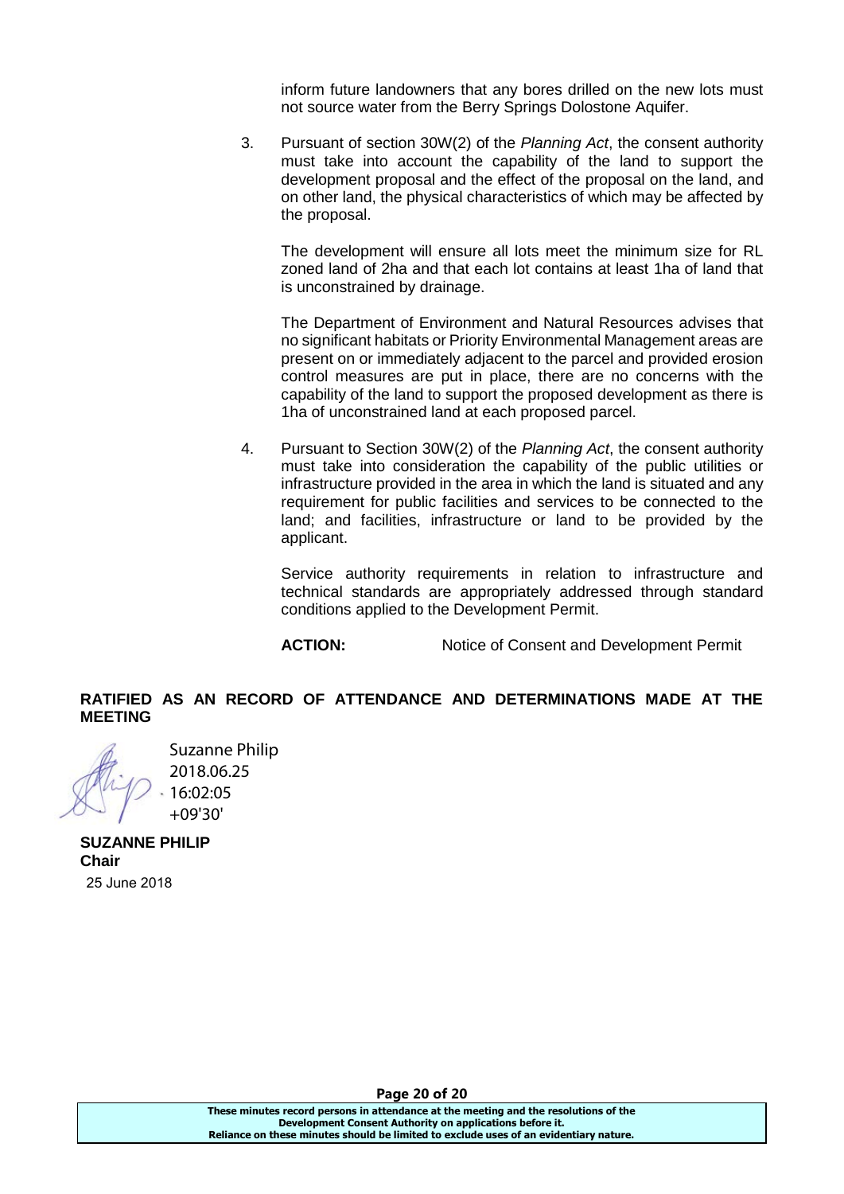inform future landowners that any bores drilled on the new lots must not source water from the Berry Springs Dolostone Aquifer.

3. Pursuant of section 30W(2) of the *Planning Act*, the consent authority must take into account the capability of the land to support the development proposal and the effect of the proposal on the land, and on other land, the physical characteristics of which may be affected by the proposal.

   The development will ensure all lots meet the minimum size for RL zoned land of 2ha and that each lot contains at least 1ha of land that is unconstrained by drainage.

   The Department of Environment and Natural Resources advises that no significant habitats or Priority Environmental Management areas are present on or immediately adjacent to the parcel and provided erosion control measures are put in place, there are no concerns with the capability of the land to support the proposed development as there is 1ha of unconstrained land at each proposed parcel.

4. Pursuant to Section 30W(2) of the *Planning Act*, the consent authority must take into consideration the capability of the public utilities or infrastructure provided in the area in which the land is situated and any requirement for public facilities and services to be connected to the land; and facilities, infrastructure or land to be provided by the applicant.

   Service authority requirements in relation to infrastructure and technical standards are appropriately addressed through standard conditions applied to the Development Permit.

   **ACTION:** Notice of Consent and Development Permit

**RATIFIED AS AN RECORD OF ATTENDANCE AND DETERMINATIONS MADE AT THE MEETING**

Suzanne Philip
2018.06.25
16:02:05
+09'30'

**SUZANNE PHILIP**
**Chair**
25 June 2018

These minutes record persons in attendance at the meeting and the resolutions of the Development Consent Authority on applications before it.
Reliance on these minutes should be limited to exclude uses of an evidentiary nature.